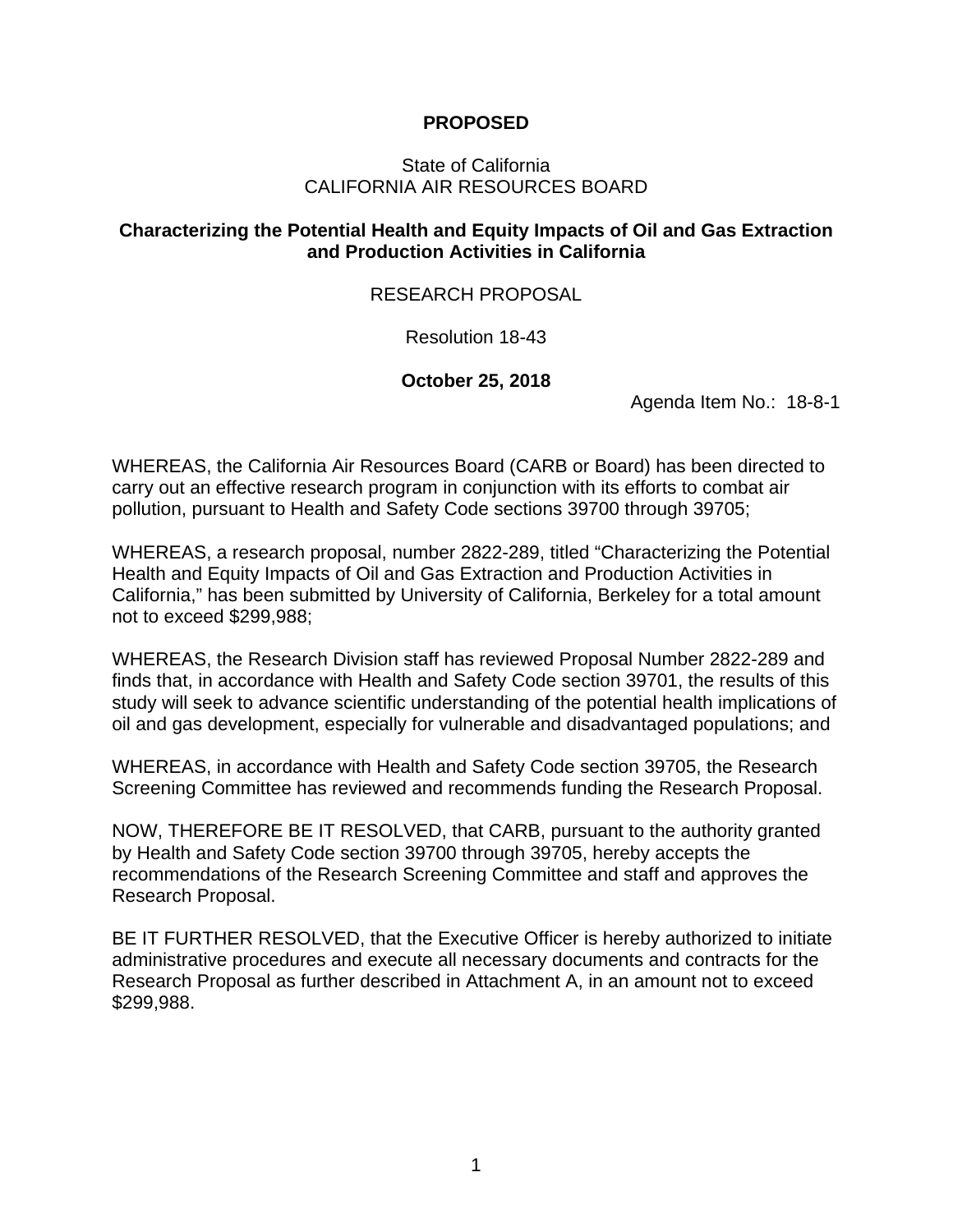**PROPOSED**

State of California
CALIFORNIA AIR RESOURCES BOARD

**Characterizing the Potential Health and Equity Impacts of Oil and Gas Extraction and Production Activities in California**

RESEARCH PROPOSAL

Resolution 18-43

**October 25, 2018**

Agenda Item No.: 18-8-1

WHEREAS, the California Air Resources Board (CARB or Board) has been directed to carry out an effective research program in conjunction with its efforts to combat air pollution, pursuant to Health and Safety Code sections 39700 through 39705;

WHEREAS, a research proposal, number 2822-289, titled "Characterizing the Potential Health and Equity Impacts of Oil and Gas Extraction and Production Activities in California," has been submitted by University of California, Berkeley for a total amount not to exceed $299,988;

WHEREAS, the Research Division staff has reviewed Proposal Number 2822-289 and finds that, in accordance with Health and Safety Code section 39701, the results of this study will seek to advance scientific understanding of the potential health implications of oil and gas development, especially for vulnerable and disadvantaged populations; and

WHEREAS, in accordance with Health and Safety Code section 39705, the Research Screening Committee has reviewed and recommends funding the Research Proposal.

NOW, THEREFORE BE IT RESOLVED, that CARB, pursuant to the authority granted by Health and Safety Code section 39700 through 39705, hereby accepts the recommendations of the Research Screening Committee and staff and approves the Research Proposal.

BE IT FURTHER RESOLVED, that the Executive Officer is hereby authorized to initiate administrative procedures and execute all necessary documents and contracts for the Research Proposal as further described in Attachment A, in an amount not to exceed $299,988.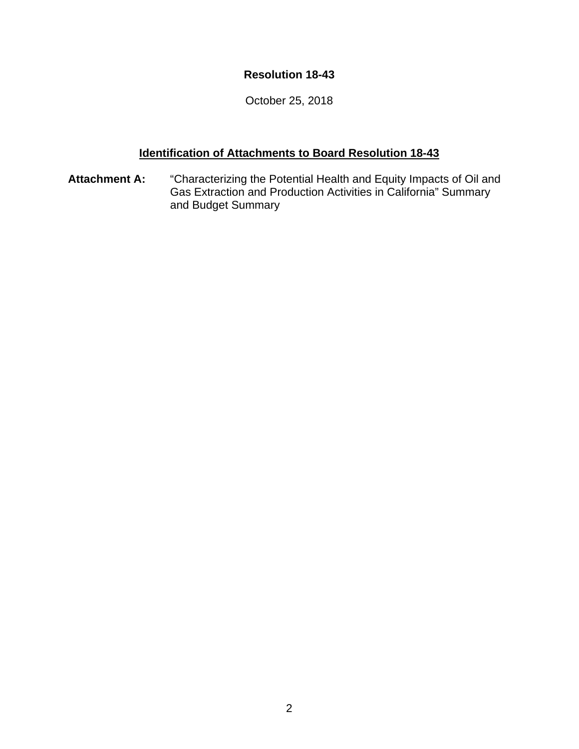**Resolution 18-43**

October 25, 2018

## Identification of Attachments to Board Resolution 18-43

**Attachment A:** "Characterizing the Potential Health and Equity Impacts of Oil and Gas Extraction and Production Activities in California" Summary and Budget Summary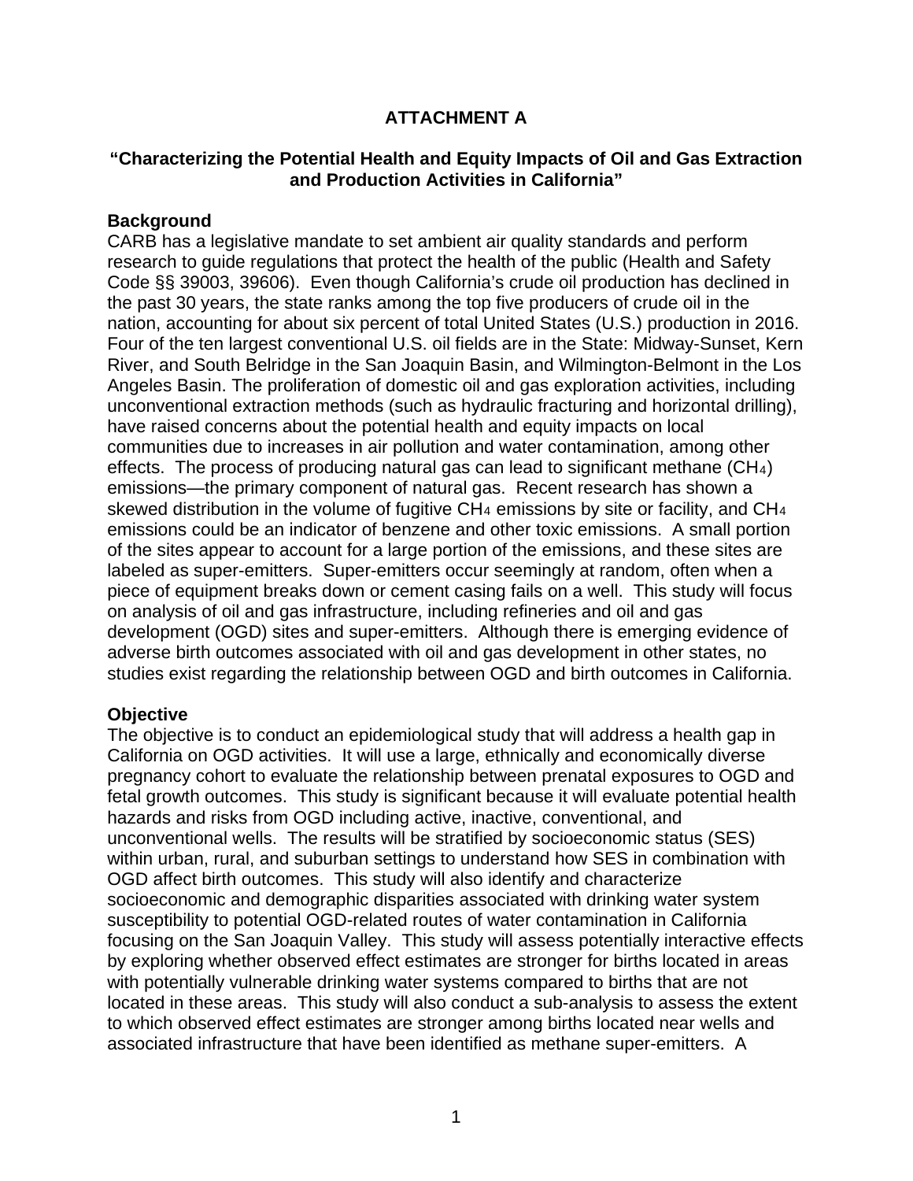**ATTACHMENT A**

**"Characterizing the Potential Health and Equity Impacts of Oil and Gas Extraction and Production Activities in California"**

**Background**

CARB has a legislative mandate to set ambient air quality standards and perform research to guide regulations that protect the health of the public (Health and Safety Code §§ 39003, 39606). Even though California's crude oil production has declined in the past 30 years, the state ranks among the top five producers of crude oil in the nation, accounting for about six percent of total United States (U.S.) production in 2016. Four of the ten largest conventional U.S. oil fields are in the State: Midway-Sunset, Kern River, and South Belridge in the San Joaquin Basin, and Wilmington-Belmont in the Los Angeles Basin. The proliferation of domestic oil and gas exploration activities, including unconventional extraction methods (such as hydraulic fracturing and horizontal drilling), have raised concerns about the potential health and equity impacts on local communities due to increases in air pollution and water contamination, among other effects. The process of producing natural gas can lead to significant methane ($CH_4$) emissions—the primary component of natural gas. Recent research has shown a skewed distribution in the volume of fugitive $CH_4$ emissions by site or facility, and $CH_4$ emissions could be an indicator of benzene and other toxic emissions. A small portion of the sites appear to account for a large portion of the emissions, and these sites are labeled as super-emitters. Super-emitters occur seemingly at random, often when a piece of equipment breaks down or cement casing fails on a well. This study will focus on analysis of oil and gas infrastructure, including refineries and oil and gas development (OGD) sites and super-emitters. Although there is emerging evidence of adverse birth outcomes associated with oil and gas development in other states, no studies exist regarding the relationship between OGD and birth outcomes in California.

**Objective**

The objective is to conduct an epidemiological study that will address a health gap in California on OGD activities. It will use a large, ethnically and economically diverse pregnancy cohort to evaluate the relationship between prenatal exposures to OGD and fetal growth outcomes. This study is significant because it will evaluate potential health hazards and risks from OGD including active, inactive, conventional, and unconventional wells. The results will be stratified by socioeconomic status (SES) within urban, rural, and suburban settings to understand how SES in combination with OGD affect birth outcomes. This study will also identify and characterize socioeconomic and demographic disparities associated with drinking water system susceptibility to potential OGD-related routes of water contamination in California focusing on the San Joaquin Valley. This study will assess potentially interactive effects by exploring whether observed effect estimates are stronger for births located in areas with potentially vulnerable drinking water systems compared to births that are not located in these areas. This study will also conduct a sub-analysis to assess the extent to which observed effect estimates are stronger among births located near wells and associated infrastructure that have been identified as methane super-emitters. A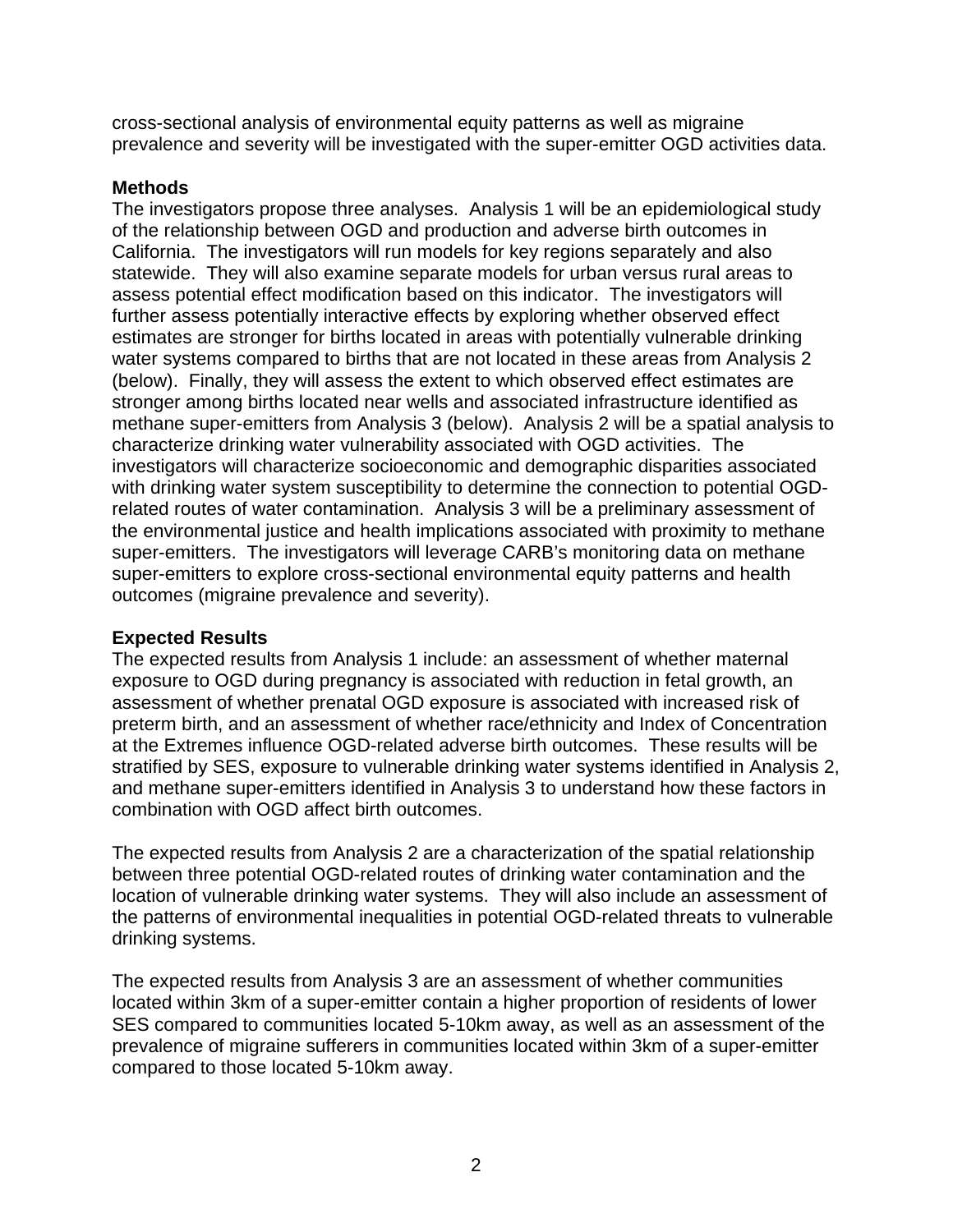cross-sectional analysis of environmental equity patterns as well as migraine prevalence and severity will be investigated with the super-emitter OGD activities data.

**Methods**

The investigators propose three analyses. Analysis 1 will be an epidemiological study of the relationship between OGD and production and adverse birth outcomes in California. The investigators will run models for key regions separately and also statewide. They will also examine separate models for urban versus rural areas to assess potential effect modification based on this indicator. The investigators will further assess potentially interactive effects by exploring whether observed effect estimates are stronger for births located in areas with potentially vulnerable drinking water systems compared to births that are not located in these areas from Analysis 2 (below). Finally, they will assess the extent to which observed effect estimates are stronger among births located near wells and associated infrastructure identified as methane super-emitters from Analysis 3 (below). Analysis 2 will be a spatial analysis to characterize drinking water vulnerability associated with OGD activities. The investigators will characterize socioeconomic and demographic disparities associated with drinking water system susceptibility to determine the connection to potential OGD-related routes of water contamination. Analysis 3 will be a preliminary assessment of the environmental justice and health implications associated with proximity to methane super-emitters. The investigators will leverage CARB's monitoring data on methane super-emitters to explore cross-sectional environmental equity patterns and health outcomes (migraine prevalence and severity).

**Expected Results**

The expected results from Analysis 1 include: an assessment of whether maternal exposure to OGD during pregnancy is associated with reduction in fetal growth, an assessment of whether prenatal OGD exposure is associated with increased risk of preterm birth, and an assessment of whether race/ethnicity and Index of Concentration at the Extremes influence OGD-related adverse birth outcomes. These results will be stratified by SES, exposure to vulnerable drinking water systems identified in Analysis 2, and methane super-emitters identified in Analysis 3 to understand how these factors in combination with OGD affect birth outcomes.

The expected results from Analysis 2 are a characterization of the spatial relationship between three potential OGD-related routes of drinking water contamination and the location of vulnerable drinking water systems. They will also include an assessment of the patterns of environmental inequalities in potential OGD-related threats to vulnerable drinking systems.

The expected results from Analysis 3 are an assessment of whether communities located within 3km of a super-emitter contain a higher proportion of residents of lower SES compared to communities located 5-10km away, as well as an assessment of the prevalence of migraine sufferers in communities located within 3km of a super-emitter compared to those located 5-10km away.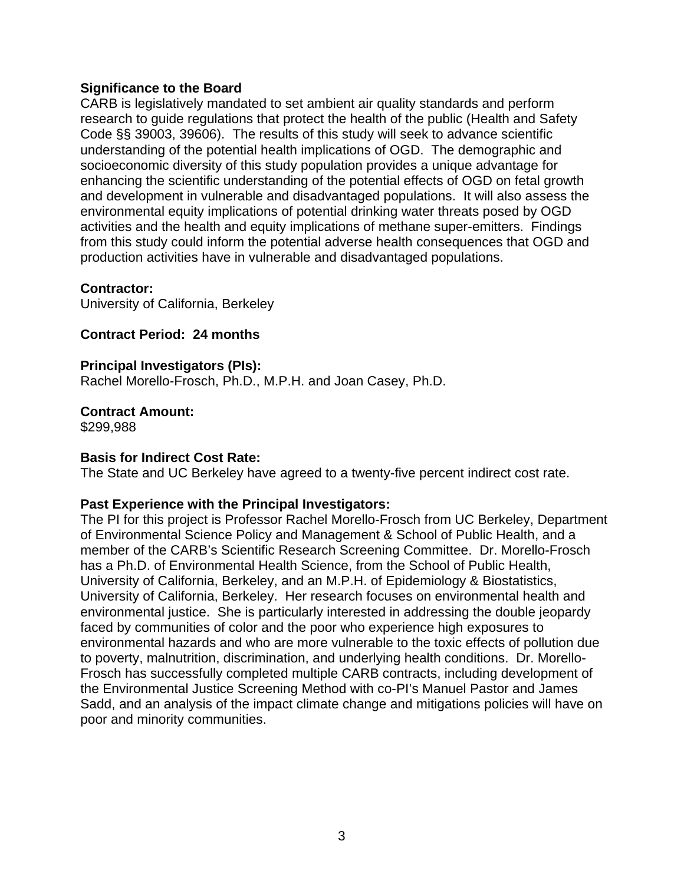**Significance to the Board**

CARB is legislatively mandated to set ambient air quality standards and perform research to guide regulations that protect the health of the public (Health and Safety Code §§ 39003, 39606). The results of this study will seek to advance scientific understanding of the potential health implications of OGD. The demographic and socioeconomic diversity of this study population provides a unique advantage for enhancing the scientific understanding of the potential effects of OGD on fetal growth and development in vulnerable and disadvantaged populations. It will also assess the environmental equity implications of potential drinking water threats posed by OGD activities and the health and equity implications of methane super-emitters. Findings from this study could inform the potential adverse health consequences that OGD and production activities have in vulnerable and disadvantaged populations.

**Contractor:**

University of California, Berkeley

**Contract Period: 24 months**

**Principal Investigators (PIs):**

Rachel Morello-Frosch, Ph.D., M.P.H. and Joan Casey, Ph.D.

**Contract Amount:**

$299,988

**Basis for Indirect Cost Rate:**

The State and UC Berkeley have agreed to a twenty-five percent indirect cost rate.

**Past Experience with the Principal Investigators:**

The PI for this project is Professor Rachel Morello-Frosch from UC Berkeley, Department of Environmental Science Policy and Management & School of Public Health, and a member of the CARB's Scientific Research Screening Committee. Dr. Morello-Frosch has a Ph.D. of Environmental Health Science, from the School of Public Health, University of California, Berkeley, and an M.P.H. of Epidemiology & Biostatistics, University of California, Berkeley. Her research focuses on environmental health and environmental justice. She is particularly interested in addressing the double jeopardy faced by communities of color and the poor who experience high exposures to environmental hazards and who are more vulnerable to the toxic effects of pollution due to poverty, malnutrition, discrimination, and underlying health conditions. Dr. Morello-Frosch has successfully completed multiple CARB contracts, including development of the Environmental Justice Screening Method with co-PI's Manuel Pastor and James Sadd, and an analysis of the impact climate change and mitigations policies will have on poor and minority communities.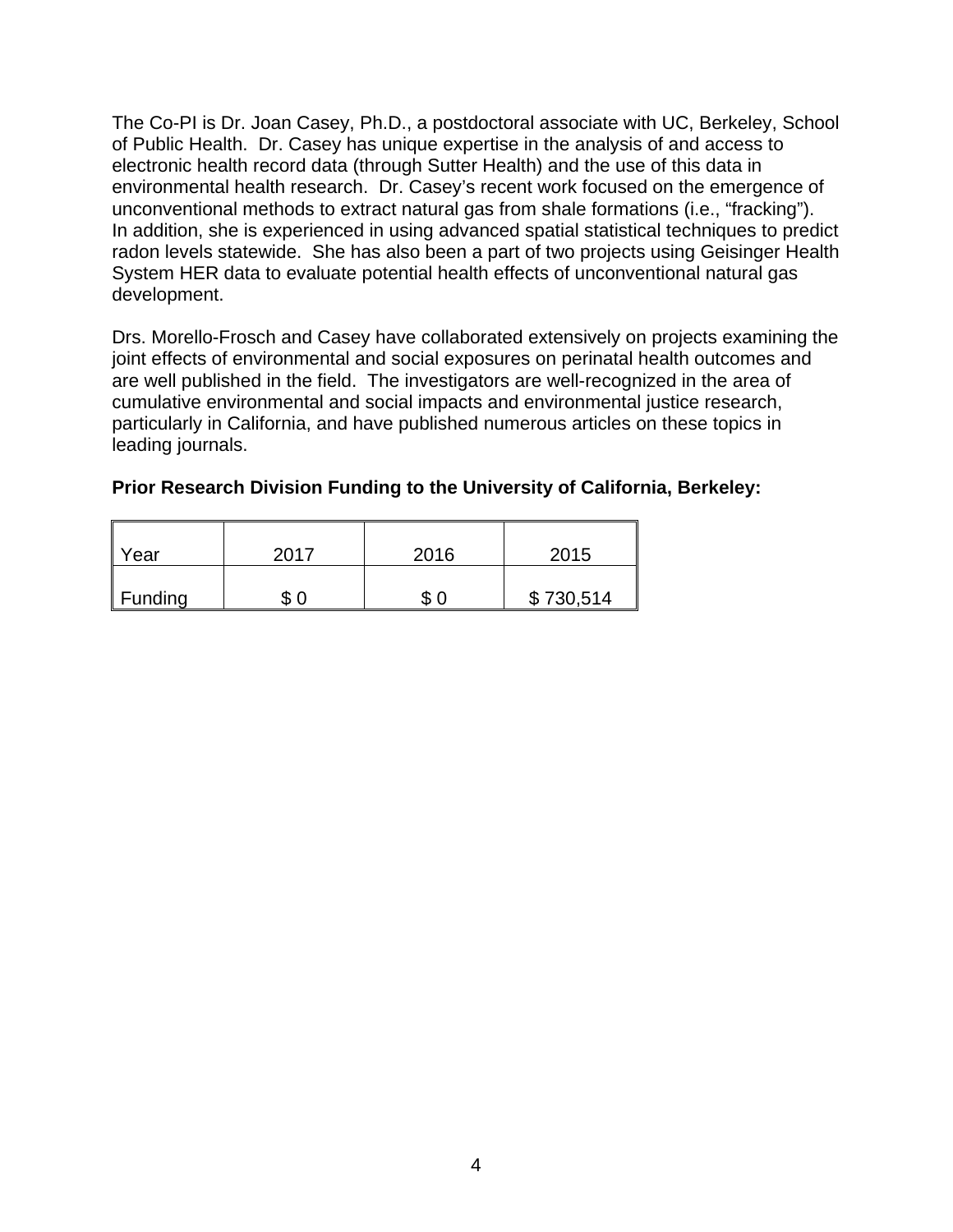The Co-PI is Dr. Joan Casey, Ph.D., a postdoctoral associate with UC, Berkeley, School of Public Health. Dr. Casey has unique expertise in the analysis of and access to electronic health record data (through Sutter Health) and the use of this data in environmental health research. Dr. Casey's recent work focused on the emergence of unconventional methods to extract natural gas from shale formations (i.e., "fracking"). In addition, she is experienced in using advanced spatial statistical techniques to predict radon levels statewide. She has also been a part of two projects using Geisinger Health System HER data to evaluate potential health effects of unconventional natural gas development.

Drs. Morello-Frosch and Casey have collaborated extensively on projects examining the joint effects of environmental and social exposures on perinatal health outcomes and are well published in the field. The investigators are well-recognized in the area of cumulative environmental and social impacts and environmental justice research, particularly in California, and have published numerous articles on these topics in leading journals.

**Prior Research Division Funding to the University of California, Berkeley:**

| Year | 2017 | 2016 | 2015 |
|---|---|---|---|
| Funding | $ 0 | $ 0 | $ 730,514 |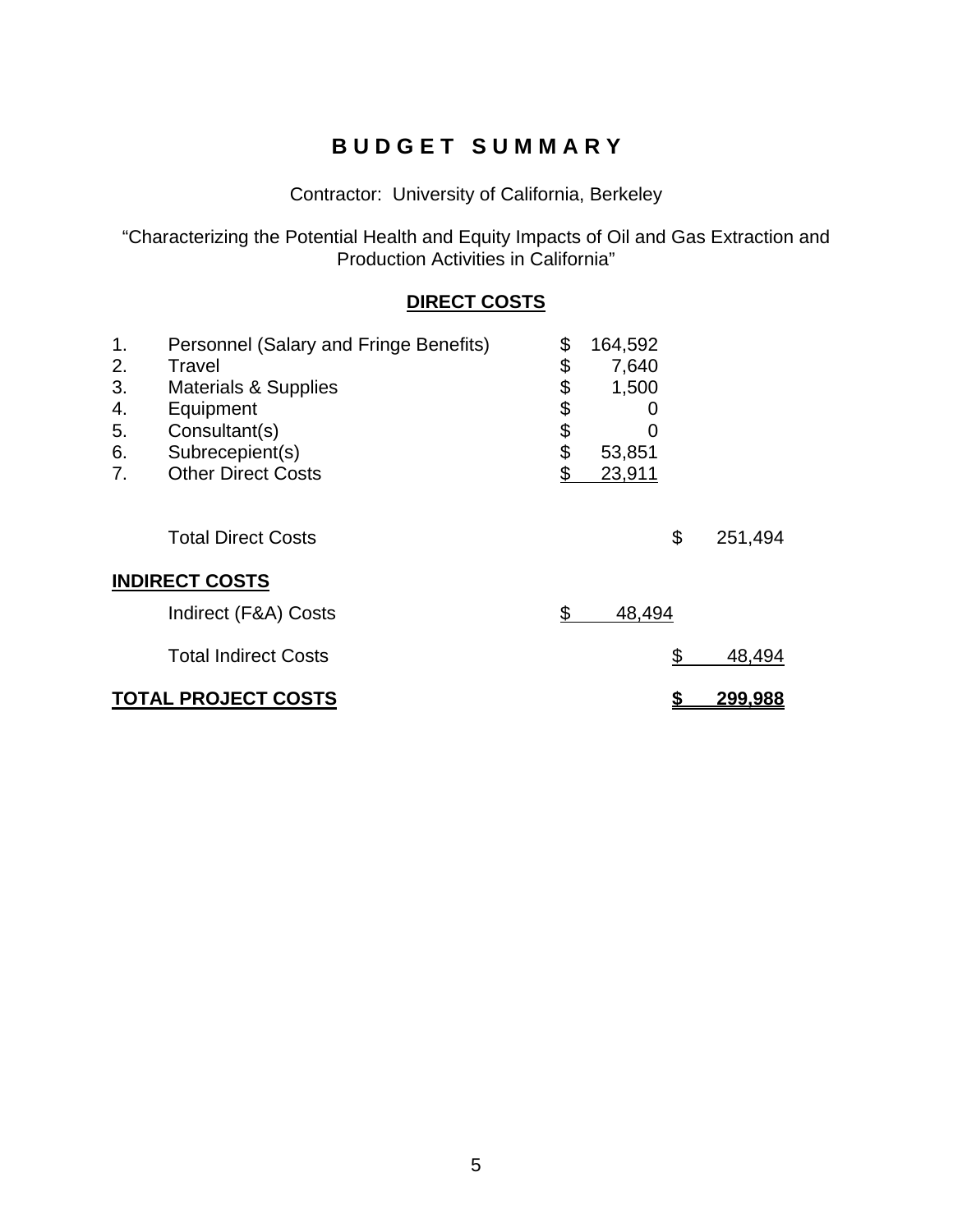# B U D G E T   S U M M A R Y

Contractor: University of California, Berkeley

"Characterizing the Potential Health and Equity Impacts of Oil and Gas Extraction and Production Activities in California"

## DIRECT COSTS

| | | | |
|---|---|---|---|
| 1. | Personnel (Salary and Fringe Benefits) | $ 164,592 | |
| 2. | Travel | $ 7,640 | |
| 3. | Materials & Supplies | $ 1,500 | |
| 4. | Equipment | $ 0 | |
| 5. | Consultant(s) | $ 0 | |
| 6. | Subrecepient(s) | $ 53,851 | |
| 7. | Other Direct Costs | $ 23,911 | |
| | Total Direct Costs | | $ 251,494 |

## INDIRECT COSTS

| | | |
|---|---|---|
| Indirect (F&A) Costs | $ 48,494 | |
| Total Indirect Costs | | $ 48,494 |

**TOTAL PROJECT COSTS** **$ 299,988**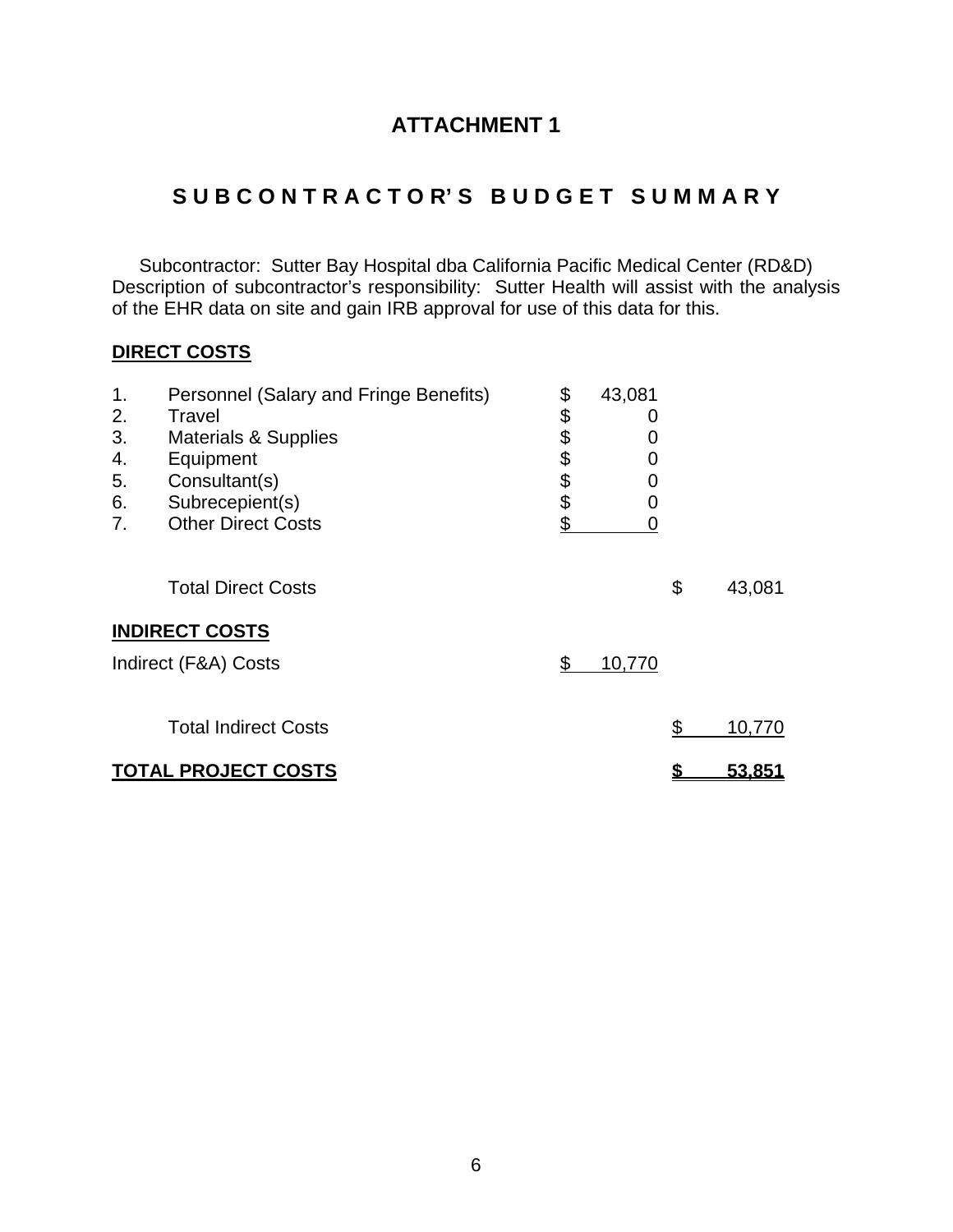# ATTACHMENT 1

## SUBCONTRACTOR'S BUDGET SUMMARY

Subcontractor: Sutter Bay Hospital dba California Pacific Medical Center (RD&D)
Description of subcontractor's responsibility: Sutter Health will assist with the analysis of the EHR data on site and gain IRB approval for use of this data for this.

**DIRECT COSTS**

| | | | |
|---|---|---|---|
| 1. | Personnel (Salary and Fringe Benefits) | $ 43,081 | |
| 2. | Travel | $ 0 | |
| 3. | Materials & Supplies | $ 0 | |
| 4. | Equipment | $ 0 | |
| 5. | Consultant(s) | $ 0 | |
| 6. | Subrecepient(s) | $ 0 | |
| 7. | Other Direct Costs | $ 0 | |
| | Total Direct Costs | | $ 43,081 |

**INDIRECT COSTS**

| | | |
|---|---|---|
| Indirect (F&A) Costs | $ 10,770 | |
| Total Indirect Costs | | $ 10,770 |
| **TOTAL PROJECT COSTS** | | **$ 53,851** |